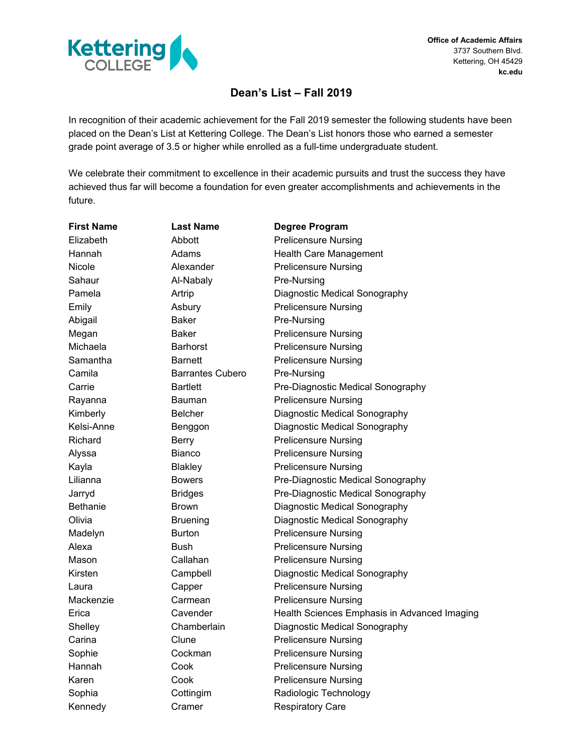Office of Academic Affairs
3737 Southern Blvd.
Kettering, OH 45429
**kc.edu**

# Dean's List – Fall 2019

In recognition of their academic achievement for the Fall 2019 semester the following students have been placed on the Dean's List at Kettering College. The Dean's List honors those who earned a semester grade point average of 3.5 or higher while enrolled as a full-time undergraduate student.

We celebrate their commitment to excellence in their academic pursuits and trust the success they have achieved thus far will become a foundation for even greater accomplishments and achievements in the future.

| First Name | Last Name | Degree Program |
|---|---|---|
| Elizabeth | Abbott | Prelicensure Nursing |
| Hannah | Adams | Health Care Management |
| Nicole | Alexander | Prelicensure Nursing |
| Sahaur | Al-Nabaly | Pre-Nursing |
| Pamela | Artrip | Diagnostic Medical Sonography |
| Emily | Asbury | Prelicensure Nursing |
| Abigail | Baker | Pre-Nursing |
| Megan | Baker | Prelicensure Nursing |
| Michaela | Barhorst | Prelicensure Nursing |
| Samantha | Barnett | Prelicensure Nursing |
| Camila | Barrantes Cubero | Pre-Nursing |
| Carrie | Bartlett | Pre-Diagnostic Medical Sonography |
| Rayanna | Bauman | Prelicensure Nursing |
| Kimberly | Belcher | Diagnostic Medical Sonography |
| Kelsi-Anne | Benggon | Diagnostic Medical Sonography |
| Richard | Berry | Prelicensure Nursing |
| Alyssa | Bianco | Prelicensure Nursing |
| Kayla | Blakley | Prelicensure Nursing |
| Lilianna | Bowers | Pre-Diagnostic Medical Sonography |
| Jarryd | Bridges | Pre-Diagnostic Medical Sonography |
| Bethanie | Brown | Diagnostic Medical Sonography |
| Olivia | Bruening | Diagnostic Medical Sonography |
| Madelyn | Burton | Prelicensure Nursing |
| Alexa | Bush | Prelicensure Nursing |
| Mason | Callahan | Prelicensure Nursing |
| Kirsten | Campbell | Diagnostic Medical Sonography |
| Laura | Capper | Prelicensure Nursing |
| Mackenzie | Carmean | Prelicensure Nursing |
| Erica | Cavender | Health Sciences Emphasis in Advanced Imaging |
| Shelley | Chamberlain | Diagnostic Medical Sonography |
| Carina | Clune | Prelicensure Nursing |
| Sophie | Cockman | Prelicensure Nursing |
| Hannah | Cook | Prelicensure Nursing |
| Karen | Cook | Prelicensure Nursing |
| Sophia | Cottingim | Radiologic Technology |
| Kennedy | Cramer | Respiratory Care |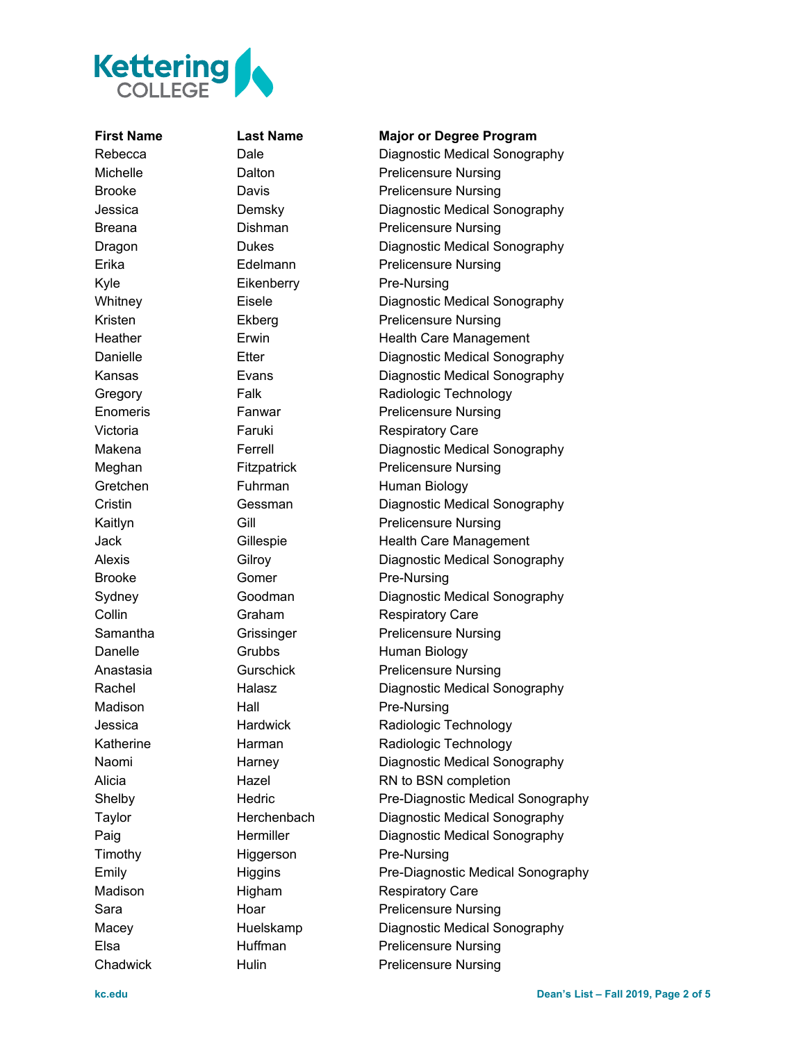| First Name | Last Name | Major or Degree Program |
|---|---|---|
| Rebecca | Dale | Diagnostic Medical Sonography |
| Michelle | Dalton | Prelicensure Nursing |
| Brooke | Davis | Prelicensure Nursing |
| Jessica | Demsky | Diagnostic Medical Sonography |
| Breana | Dishman | Prelicensure Nursing |
| Dragon | Dukes | Diagnostic Medical Sonography |
| Erika | Edelmann | Prelicensure Nursing |
| Kyle | Eikenberry | Pre-Nursing |
| Whitney | Eisele | Diagnostic Medical Sonography |
| Kristen | Ekberg | Prelicensure Nursing |
| Heather | Erwin | Health Care Management |
| Danielle | Etter | Diagnostic Medical Sonography |
| Kansas | Evans | Diagnostic Medical Sonography |
| Gregory | Falk | Radiologic Technology |
| Enomeris | Fanwar | Prelicensure Nursing |
| Victoria | Faruki | Respiratory Care |
| Makena | Ferrell | Diagnostic Medical Sonography |
| Meghan | Fitzpatrick | Prelicensure Nursing |
| Gretchen | Fuhrman | Human Biology |
| Cristin | Gessman | Diagnostic Medical Sonography |
| Kaitlyn | Gill | Prelicensure Nursing |
| Jack | Gillespie | Health Care Management |
| Alexis | Gilroy | Diagnostic Medical Sonography |
| Brooke | Gomer | Pre-Nursing |
| Sydney | Goodman | Diagnostic Medical Sonography |
| Collin | Graham | Respiratory Care |
| Samantha | Grissinger | Prelicensure Nursing |
| Danelle | Grubbs | Human Biology |
| Anastasia | Gurschick | Prelicensure Nursing |
| Rachel | Halasz | Diagnostic Medical Sonography |
| Madison | Hall | Pre-Nursing |
| Jessica | Hardwick | Radiologic Technology |
| Katherine | Harman | Radiologic Technology |
| Naomi | Harney | Diagnostic Medical Sonography |
| Alicia | Hazel | RN to BSN completion |
| Shelby | Hedric | Pre-Diagnostic Medical Sonography |
| Taylor | Herchenbach | Diagnostic Medical Sonography |
| Paig | Hermiller | Diagnostic Medical Sonography |
| Timothy | Higgerson | Pre-Nursing |
| Emily | Higgins | Pre-Diagnostic Medical Sonography |
| Madison | Higham | Respiratory Care |
| Sara | Hoar | Prelicensure Nursing |
| Macey | Huelskamp | Diagnostic Medical Sonography |
| Elsa | Huffman | Prelicensure Nursing |
| Chadwick | Hulin | Prelicensure Nursing |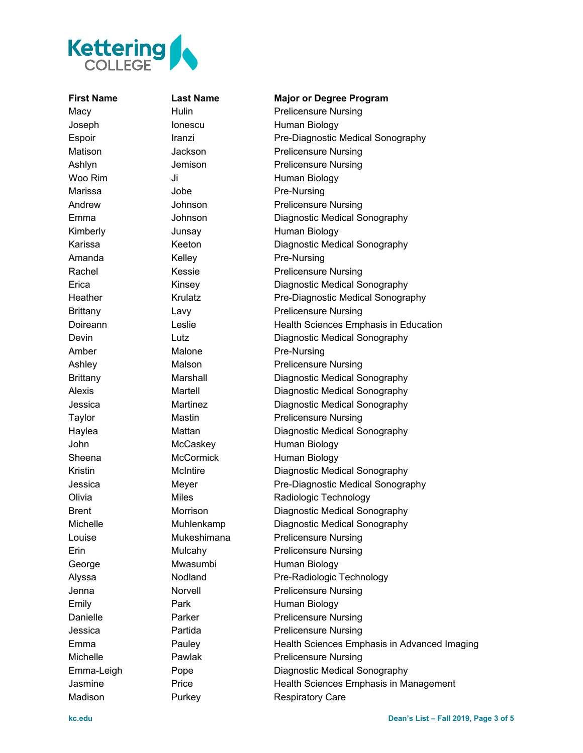| First Name | Last Name | Major or Degree Program |
| --- | --- | --- |
| Macy | Hulin | Prelicensure Nursing |
| Joseph | Ionescu | Human Biology |
| Espoir | Iranzi | Pre-Diagnostic Medical Sonography |
| Matison | Jackson | Prelicensure Nursing |
| Ashlyn | Jemison | Prelicensure Nursing |
| Woo Rim | Ji | Human Biology |
| Marissa | Jobe | Pre-Nursing |
| Andrew | Johnson | Prelicensure Nursing |
| Emma | Johnson | Diagnostic Medical Sonography |
| Kimberly | Junsay | Human Biology |
| Karissa | Keeton | Diagnostic Medical Sonography |
| Amanda | Kelley | Pre-Nursing |
| Rachel | Kessie | Prelicensure Nursing |
| Erica | Kinsey | Diagnostic Medical Sonography |
| Heather | Krulatz | Pre-Diagnostic Medical Sonography |
| Brittany | Lavy | Prelicensure Nursing |
| Doireann | Leslie | Health Sciences Emphasis in Education |
| Devin | Lutz | Diagnostic Medical Sonography |
| Amber | Malone | Pre-Nursing |
| Ashley | Malson | Prelicensure Nursing |
| Brittany | Marshall | Diagnostic Medical Sonography |
| Alexis | Martell | Diagnostic Medical Sonography |
| Jessica | Martinez | Diagnostic Medical Sonography |
| Taylor | Mastin | Prelicensure Nursing |
| Haylea | Mattan | Diagnostic Medical Sonography |
| John | McCaskey | Human Biology |
| Sheena | McCormick | Human Biology |
| Kristin | McIntire | Diagnostic Medical Sonography |
| Jessica | Meyer | Pre-Diagnostic Medical Sonography |
| Olivia | Miles | Radiologic Technology |
| Brent | Morrison | Diagnostic Medical Sonography |
| Michelle | Muhlenkamp | Diagnostic Medical Sonography |
| Louise | Mukeshimana | Prelicensure Nursing |
| Erin | Mulcahy | Prelicensure Nursing |
| George | Mwasumbi | Human Biology |
| Alyssa | Nodland | Pre-Radiologic Technology |
| Jenna | Norvell | Prelicensure Nursing |
| Emily | Park | Human Biology |
| Danielle | Parker | Prelicensure Nursing |
| Jessica | Partida | Prelicensure Nursing |
| Emma | Pauley | Health Sciences Emphasis in Advanced Imaging |
| Michelle | Pawlak | Prelicensure Nursing |
| Emma-Leigh | Pope | Diagnostic Medical Sonography |
| Jasmine | Price | Health Sciences Emphasis in Management |
| Madison | Purkey | Respiratory Care |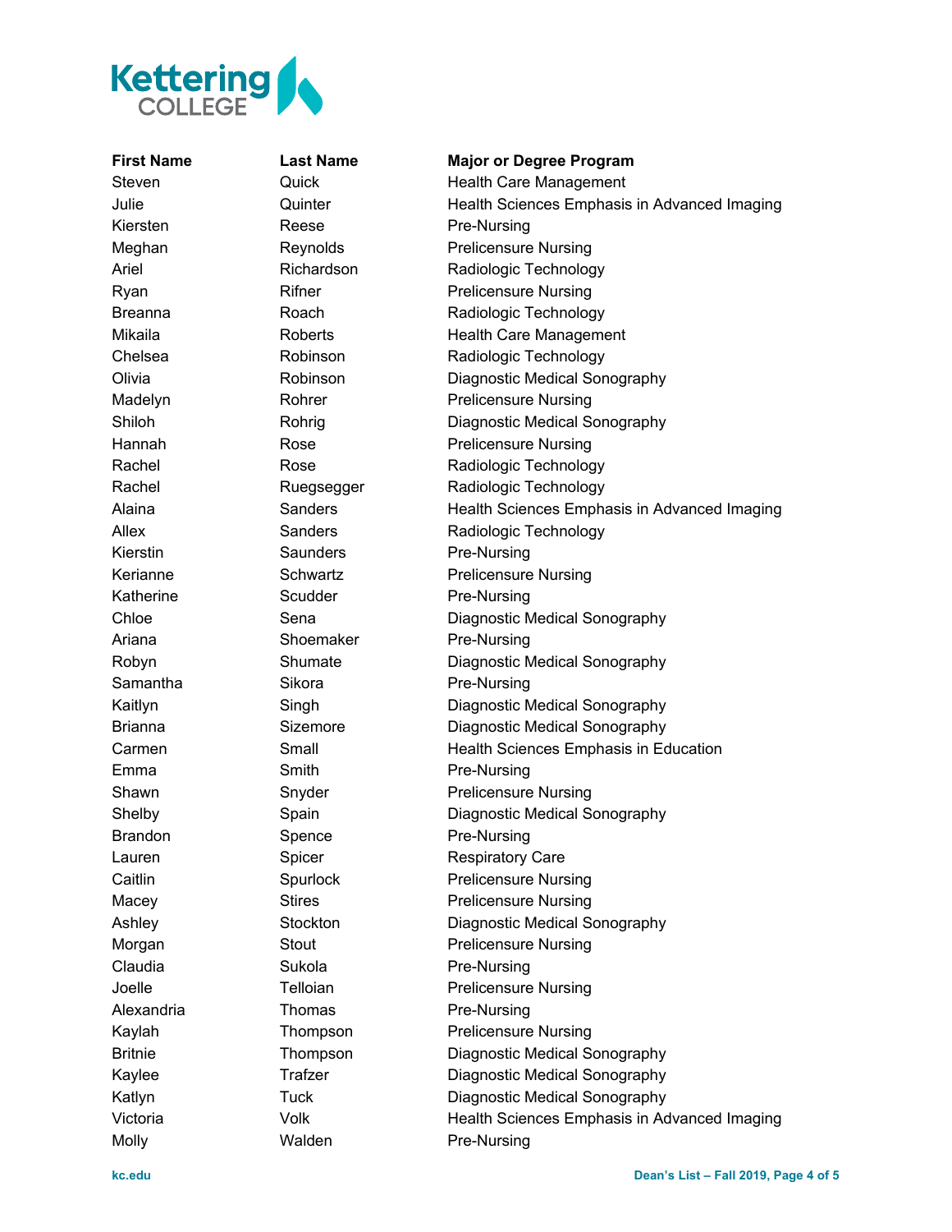| First Name | Last Name | Major or Degree Program |
|---|---|---|
| Steven | Quick | Health Care Management |
| Julie | Quinter | Health Sciences Emphasis in Advanced Imaging |
| Kiersten | Reese | Pre-Nursing |
| Meghan | Reynolds | Prelicensure Nursing |
| Ariel | Richardson | Radiologic Technology |
| Ryan | Rifner | Prelicensure Nursing |
| Breanna | Roach | Radiologic Technology |
| Mikaila | Roberts | Health Care Management |
| Chelsea | Robinson | Radiologic Technology |
| Olivia | Robinson | Diagnostic Medical Sonography |
| Madelyn | Rohrer | Prelicensure Nursing |
| Shiloh | Rohrig | Diagnostic Medical Sonography |
| Hannah | Rose | Prelicensure Nursing |
| Rachel | Rose | Radiologic Technology |
| Rachel | Ruegsegger | Radiologic Technology |
| Alaina | Sanders | Health Sciences Emphasis in Advanced Imaging |
| Allex | Sanders | Radiologic Technology |
| Kierstin | Saunders | Pre-Nursing |
| Kerianne | Schwartz | Prelicensure Nursing |
| Katherine | Scudder | Pre-Nursing |
| Chloe | Sena | Diagnostic Medical Sonography |
| Ariana | Shoemaker | Pre-Nursing |
| Robyn | Shumate | Diagnostic Medical Sonography |
| Samantha | Sikora | Pre-Nursing |
| Kaitlyn | Singh | Diagnostic Medical Sonography |
| Brianna | Sizemore | Diagnostic Medical Sonography |
| Carmen | Small | Health Sciences Emphasis in Education |
| Emma | Smith | Pre-Nursing |
| Shawn | Snyder | Prelicensure Nursing |
| Shelby | Spain | Diagnostic Medical Sonography |
| Brandon | Spence | Pre-Nursing |
| Lauren | Spicer | Respiratory Care |
| Caitlin | Spurlock | Prelicensure Nursing |
| Macey | Stires | Prelicensure Nursing |
| Ashley | Stockton | Diagnostic Medical Sonography |
| Morgan | Stout | Prelicensure Nursing |
| Claudia | Sukola | Pre-Nursing |
| Joelle | Telloian | Prelicensure Nursing |
| Alexandria | Thomas | Pre-Nursing |
| Kaylah | Thompson | Prelicensure Nursing |
| Britnie | Thompson | Diagnostic Medical Sonography |
| Kaylee | Trafzer | Diagnostic Medical Sonography |
| Katlyn | Tuck | Diagnostic Medical Sonography |
| Victoria | Volk | Health Sciences Emphasis in Advanced Imaging |
| Molly | Walden | Pre-Nursing |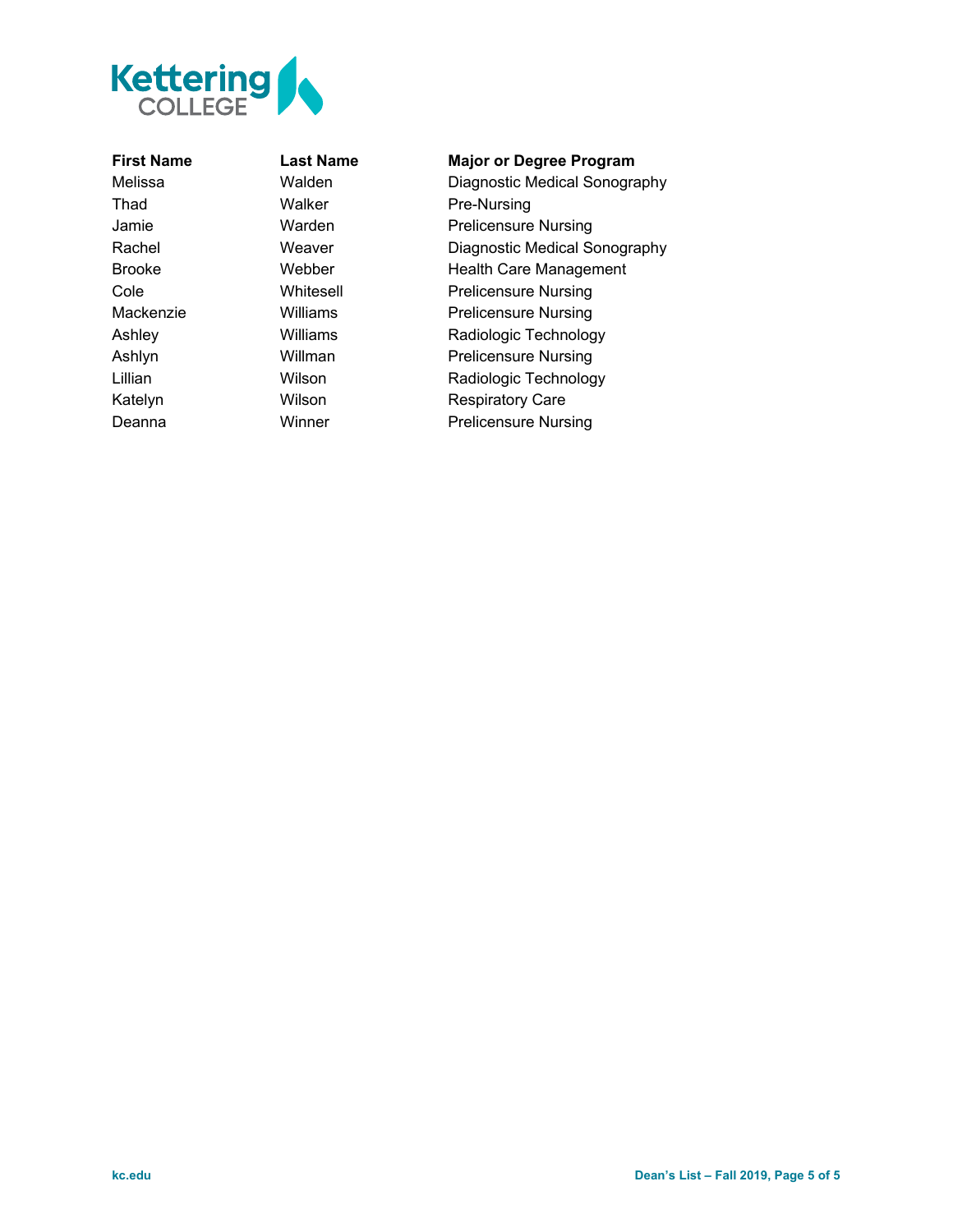| First Name | Last Name | Major or Degree Program |
| --- | --- | --- |
| Melissa | Walden | Diagnostic Medical Sonography |
| Thad | Walker | Pre-Nursing |
| Jamie | Warden | Prelicensure Nursing |
| Rachel | Weaver | Diagnostic Medical Sonography |
| Brooke | Webber | Health Care Management |
| Cole | Whitesell | Prelicensure Nursing |
| Mackenzie | Williams | Prelicensure Nursing |
| Ashley | Williams | Radiologic Technology |
| Ashlyn | Willman | Prelicensure Nursing |
| Lillian | Wilson | Radiologic Technology |
| Katelyn | Wilson | Respiratory Care |
| Deanna | Winner | Prelicensure Nursing |